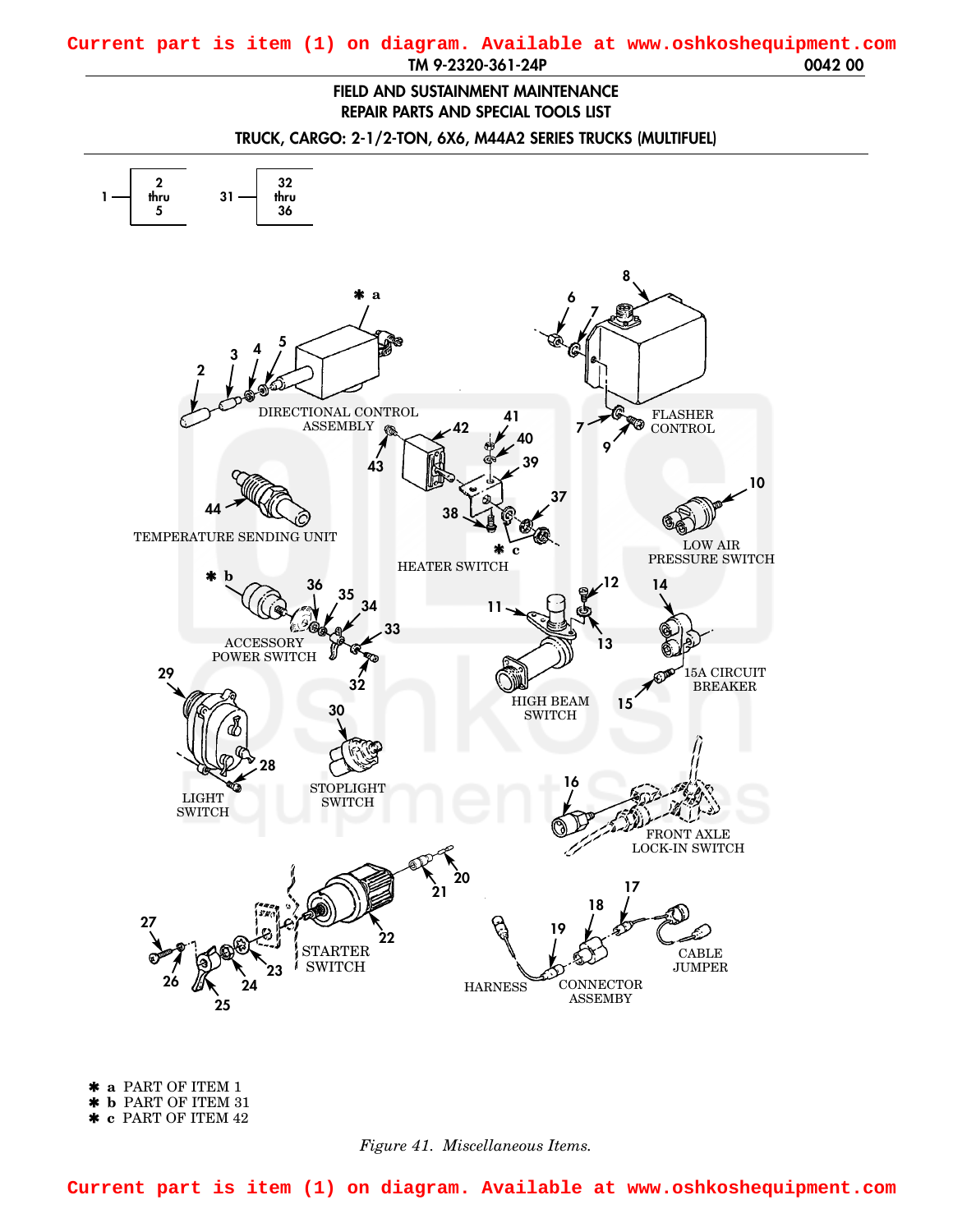Current part is item (1) on diagram. Available at www.oshkoshequipment.com

# FIELD AND SUSTAINMENT MAINTENANCE
# REPAIR PARTS AND SPECIAL TOOLS LIST

## TRUCK, CARGO: 2-1/2-TON, 6X6, M44A2 SERIES TRUCKS (MULTIFUEL)

1 — 2 thru 5

31 — 32 thru 36

✱ a PART OF ITEM 1
✱ b PART OF ITEM 31
✱ c PART OF ITEM 42

*Figure 41. Miscellaneous Items.*

Current part is item (1) on diagram. Available at www.oshkoshequipment.com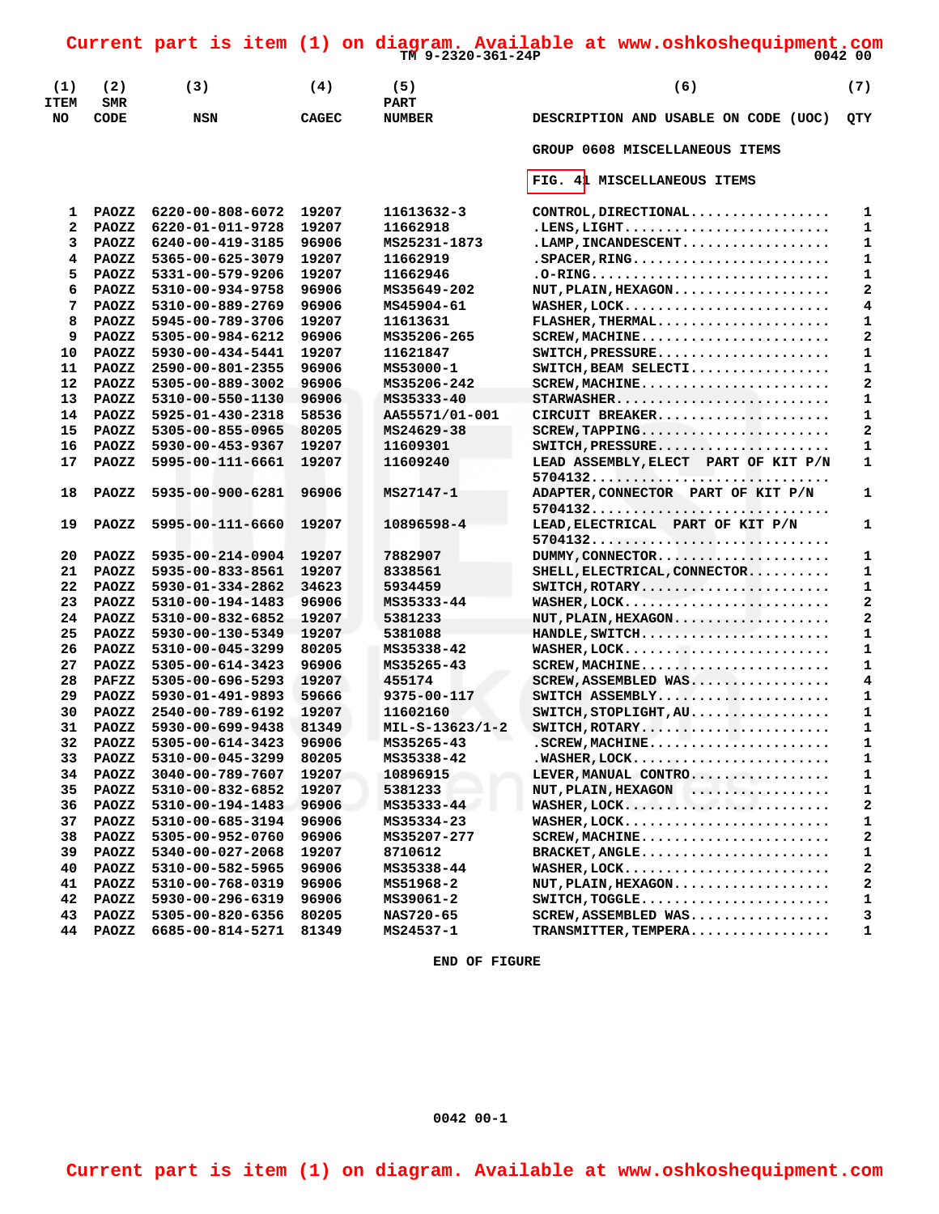Current part is item (1) on diagram. Available at www.oshkoshequipment.com

| (1) ITEM NO | (2) SMR CODE | (3) NSN | (4) CAGEC | (5) PART NUMBER | (6) DESCRIPTION AND USABLE ON CODE (UOC) | (7) QTY |
|---|---|---|---|---|---|---|
| | | | | | GROUP 0608 MISCELLANEOUS ITEMS | |
| | | | | | FIG. 41 MISCELLANEOUS ITEMS | |
| 1 | PAOZZ | 6220-00-808-6072 | 19207 | 11613632-3 | CONTROL,DIRECTIONAL................. | 1 |
| 2 | PAOZZ | 6220-01-011-9728 | 19207 | 11662918 | .LENS,LIGHT......................... | 1 |
| 3 | PAOZZ | 6240-00-419-3185 | 96906 | MS25231-1873 | .LAMP,INCANDESCENT.................. | 1 |
| 4 | PAOZZ | 5365-00-625-3079 | 19207 | 11662919 | .SPACER,RING........................ | 1 |
| 5 | PAOZZ | 5331-00-579-9206 | 19207 | 11662946 | .O-RING............................. | 1 |
| 6 | PAOZZ | 5310-00-934-9758 | 96906 | MS35649-202 | NUT,PLAIN,HEXAGON................... | 2 |
| 7 | PAOZZ | 5310-00-889-2769 | 96906 | MS45904-61 | WASHER,LOCK......................... | 4 |
| 8 | PAOZZ | 5945-00-789-3706 | 19207 | 11613631 | FLASHER,THERMAL..................... | 1 |
| 9 | PAOZZ | 5305-00-984-6212 | 96906 | MS35206-265 | SCREW,MACHINE....................... | 2 |
| 10 | PAOZZ | 5930-00-434-5441 | 19207 | 11621847 | SWITCH,PRESSURE..................... | 1 |
| 11 | PAOZZ | 2590-00-801-2355 | 96906 | MS53000-1 | SWITCH,BEAM SELECTI................. | 1 |
| 12 | PAOZZ | 5305-00-889-3002 | 96906 | MS35206-242 | SCREW,MACHINE....................... | 2 |
| 13 | PAOZZ | 5310-00-550-1130 | 96906 | MS35333-40 | STARWASHER.......................... | 1 |
| 14 | PAOZZ | 5925-01-430-2318 | 58536 | AA55571/01-001 | CIRCUIT BREAKER..................... | 1 |
| 15 | PAOZZ | 5305-00-855-0965 | 80205 | MS24629-38 | SCREW,TAPPING....................... | 2 |
| 16 | PAOZZ | 5930-00-453-9367 | 19207 | 11609301 | SWITCH,PRESSURE..................... | 1 |
| 17 | PAOZZ | 5995-00-111-6661 | 19207 | 11609240 | LEAD ASSEMBLY,ELECT PART OF KIT P/N 5704132............................. | 1 |
| 18 | PAOZZ | 5935-00-900-6281 | 96906 | MS27147-1 | ADAPTER,CONNECTOR PART OF KIT P/N 5704132............................. | 1 |
| 19 | PAOZZ | 5995-00-111-6660 | 19207 | 10896598-4 | LEAD,ELECTRICAL PART OF KIT P/N 5704132............................. | 1 |
| 20 | PAOZZ | 5935-00-214-0904 | 19207 | 7882907 | DUMMY,CONNECTOR..................... | 1 |
| 21 | PAOZZ | 5935-00-833-8561 | 19207 | 8338561 | SHELL,ELECTRICAL,CONNECTOR.......... | 1 |
| 22 | PAOZZ | 5930-01-334-2862 | 34623 | 5934459 | SWITCH,ROTARY....................... | 1 |
| 23 | PAOZZ | 5310-00-194-1483 | 96906 | MS35333-44 | WASHER,LOCK......................... | 2 |
| 24 | PAOZZ | 5310-00-832-6852 | 19207 | 5381233 | NUT,PLAIN,HEXAGON................... | 2 |
| 25 | PAOZZ | 5930-00-130-5349 | 19207 | 5381088 | HANDLE,SWITCH....................... | 1 |
| 26 | PAOZZ | 5310-00-045-3299 | 80205 | MS35338-42 | WASHER,LOCK......................... | 1 |
| 27 | PAOZZ | 5305-00-614-3423 | 96906 | MS35265-43 | SCREW,MACHINE....................... | 1 |
| 28 | PAFZZ | 5305-00-696-5293 | 19207 | 455174 | SCREW,ASSEMBLED WAS................. | 4 |
| 29 | PAOZZ | 5930-01-491-9893 | 59666 | 9375-00-117 | SWITCH ASSEMBLY..................... | 1 |
| 30 | PAOZZ | 2540-00-789-6192 | 19207 | 11602160 | SWITCH,STOPLIGHT,AU................. | 1 |
| 31 | PAOZZ | 5930-00-699-9438 | 81349 | MIL-S-13623/1-2 | SWITCH,ROTARY....................... | 1 |
| 32 | PAOZZ | 5305-00-614-3423 | 96906 | MS35265-43 | .SCREW,MACHINE...................... | 1 |
| 33 | PAOZZ | 5310-00-045-3299 | 80205 | MS35338-42 | .WASHER,LOCK........................ | 1 |
| 34 | PAOZZ | 3040-00-789-7607 | 19207 | 10896915 | LEVER,MANUAL CONTRO................. | 1 |
| 35 | PAOZZ | 5310-00-832-6852 | 19207 | 5381233 | NUT,PLAIN,HEXAGON .................. | 1 |
| 36 | PAOZZ | 5310-00-194-1483 | 96906 | MS35333-44 | WASHER,LOCK......................... | 2 |
| 37 | PAOZZ | 5310-00-685-3194 | 96906 | MS35334-23 | WASHER,LOCK......................... | 1 |
| 38 | PAOZZ | 5305-00-952-0760 | 96906 | MS35207-277 | SCREW,MACHINE....................... | 2 |
| 39 | PAOZZ | 5340-00-027-2068 | 19207 | 8710612 | BRACKET,ANGLE....................... | 1 |
| 40 | PAOZZ | 5310-00-582-5965 | 96906 | MS35338-44 | WASHER,LOCK......................... | 2 |
| 41 | PAOZZ | 5310-00-768-0319 | 96906 | MS51968-2 | NUT,PLAIN,HEXAGON................... | 2 |
| 42 | PAOZZ | 5930-00-296-6319 | 96906 | MS39061-2 | SWITCH,TOGGLE....................... | 1 |
| 43 | PAOZZ | 5305-00-820-6356 | 80205 | NAS720-65 | SCREW,ASSEMBLED WAS................. | 3 |
| 44 | PAOZZ | 6685-00-814-5271 | 81349 | MS24537-1 | TRANSMITTER,TEMPERA................. | 1 |

END OF FIGURE

Current part is item (1) on diagram. Available at www.oshkoshequipment.com